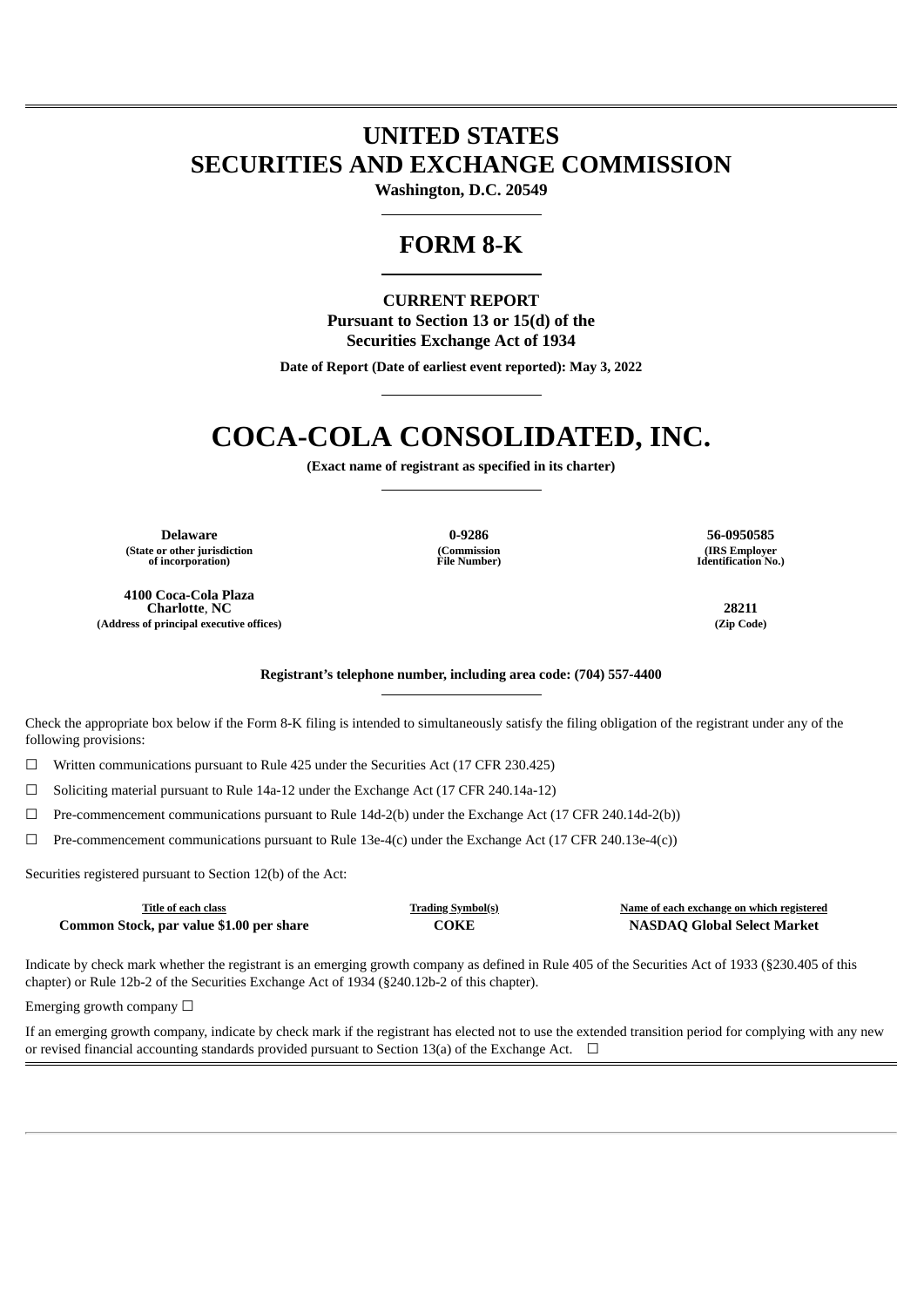# UNITED STATES
# SECURITIES AND EXCHANGE COMMISSION

**Washington, D.C. 20549**

## FORM 8-K

**CURRENT REPORT**
**Pursuant to Section 13 or 15(d) of the**
**Securities Exchange Act of 1934**

**Date of Report (Date of earliest event reported): May 3, 2022**

# COCA-COLA CONSOLIDATED, INC.

**(Exact name of registrant as specified in its charter)**

| **Delaware** | **0-9286** | **56-0950585** |
|---|---|---|
| **(State or other jurisdiction of incorporation)** | **(Commission File Number)** | **(IRS Employer Identification No.)** |

| **4100 Coca-Cola Plaza Charlotte, NC** | **28211** |
|---|---|
| **(Address of principal executive offices)** | **(Zip Code)** |

**Registrant's telephone number, including area code: (704) 557-4400**

Check the appropriate box below if the Form 8-K filing is intended to simultaneously satisfy the filing obligation of the registrant under any of the following provisions:

☐ Written communications pursuant to Rule 425 under the Securities Act (17 CFR 230.425)

☐ Soliciting material pursuant to Rule 14a-12 under the Exchange Act (17 CFR 240.14a-12)

☐ Pre-commencement communications pursuant to Rule 14d-2(b) under the Exchange Act (17 CFR 240.14d-2(b))

☐ Pre-commencement communications pursuant to Rule 13e-4(c) under the Exchange Act (17 CFR 240.13e-4(c))

Securities registered pursuant to Section 12(b) of the Act:

| Title of each class | Trading Symbol(s) | Name of each exchange on which registered |
|---|---|---|
| **Common Stock, par value $1.00 per share** | **COKE** | **NASDAQ Global Select Market** |

Indicate by check mark whether the registrant is an emerging growth company as defined in Rule 405 of the Securities Act of 1933 (§230.405 of this chapter) or Rule 12b-2 of the Securities Exchange Act of 1934 (§240.12b-2 of this chapter).

Emerging growth company ☐

If an emerging growth company, indicate by check mark if the registrant has elected not to use the extended transition period for complying with any new or revised financial accounting standards provided pursuant to Section 13(a) of the Exchange Act. ☐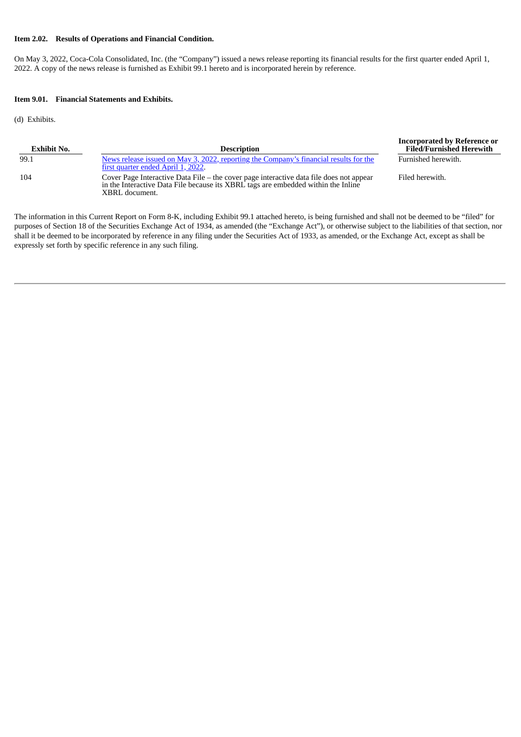**Item 2.02. Results of Operations and Financial Condition.**

On May 3, 2022, Coca-Cola Consolidated, Inc. (the "Company") issued a news release reporting its financial results for the first quarter ended April 1, 2022. A copy of the news release is furnished as Exhibit 99.1 hereto and is incorporated herein by reference.

**Item 9.01. Financial Statements and Exhibits.**

(d) Exhibits.

| Exhibit No. | Description | Incorporated by Reference or Filed/Furnished Herewith |
|---|---|---|
| 99.1 | News release issued on May 3, 2022, reporting the Company's financial results for the first quarter ended April 1, 2022. | Furnished herewith. |
| 104 | Cover Page Interactive Data File – the cover page interactive data file does not appear in the Interactive Data File because its XBRL tags are embedded within the Inline XBRL document. | Filed herewith. |

The information in this Current Report on Form 8-K, including Exhibit 99.1 attached hereto, is being furnished and shall not be deemed to be "filed" for purposes of Section 18 of the Securities Exchange Act of 1934, as amended (the "Exchange Act"), or otherwise subject to the liabilities of that section, nor shall it be deemed to be incorporated by reference in any filing under the Securities Act of 1933, as amended, or the Exchange Act, except as shall be expressly set forth by specific reference in any such filing.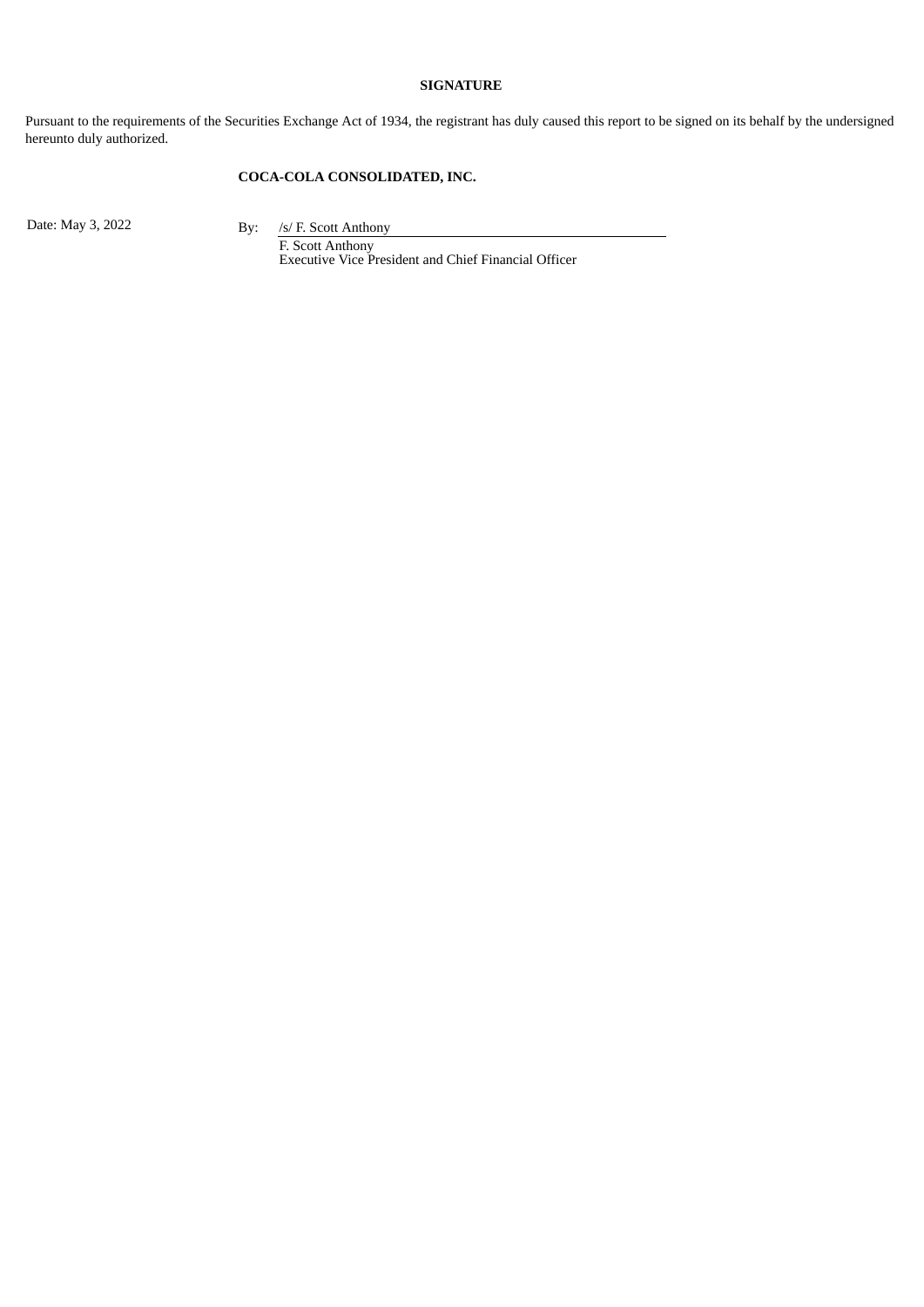**SIGNATURE**

Pursuant to the requirements of the Securities Exchange Act of 1934, the registrant has duly caused this report to be signed on its behalf by the undersigned hereunto duly authorized.

**COCA-COLA CONSOLIDATED, INC.**

Date: May 3, 2022

By: /s/ F. Scott Anthony

F. Scott Anthony
Executive Vice President and Chief Financial Officer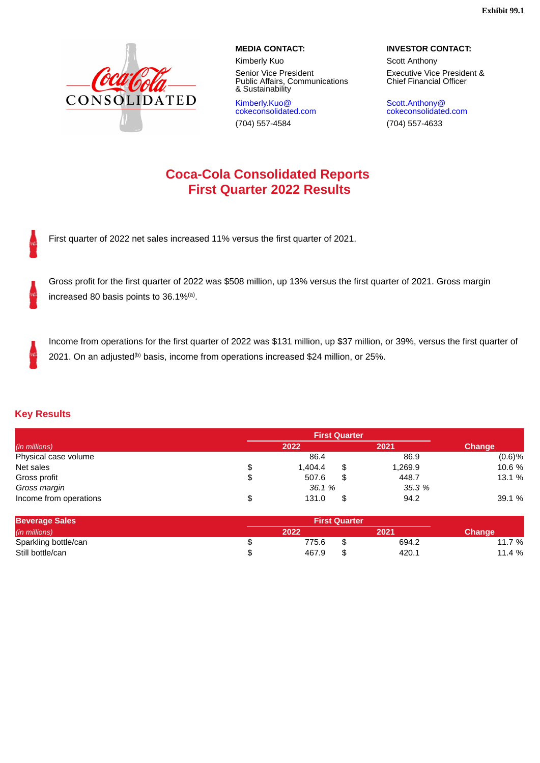Exhibit 99.1

**MEDIA CONTACT:**
Kimberly Kuo
Senior Vice President
Public Affairs, Communications & Sustainability
Kimberly.Kuo@cokeconsolidated.com
(704) 557-4584

**INVESTOR CONTACT:**
Scott Anthony
Executive Vice President & Chief Financial Officer
Scott.Anthony@cokeconsolidated.com
(704) 557-4633

# Coca-Cola Consolidated Reports First Quarter 2022 Results

- First quarter of 2022 net sales increased 11% versus the first quarter of 2021.
- Gross profit for the first quarter of 2022 was $508 million, up 13% versus the first quarter of 2021. Gross margin increased 80 basis points to 36.1%[a].
- Income from operations for the first quarter of 2022 was $131 million, up $37 million, or 39%, versus the first quarter of 2021. On an adjusted[b] basis, income from operations increased $24 million, or 25%.

## Key Results

| | First Quarter | | |
|---|---|---|---|
| *(in millions)* | 2022 | 2021 | Change |
| Physical case volume | 86.4 | 86.9 | (0.6)% |
| Net sales | $ 1,404.4 | $ 1,269.9 | 10.6 % |
| Gross profit | $ 507.6 | $ 448.7 | 13.1 % |
| *Gross margin* | *36.1 %* | *35.3 %* | |
| Income from operations | $ 131.0 | $ 94.2 | 39.1 % |

| **Beverage Sales** | First Quarter | | |
|---|---|---|---|
| *(in millions)* | 2022 | 2021 | Change |
| Sparkling bottle/can | $ 775.6 | $ 694.2 | 11.7 % |
| Still bottle/can | $ 467.9 | $ 420.1 | 11.4 % |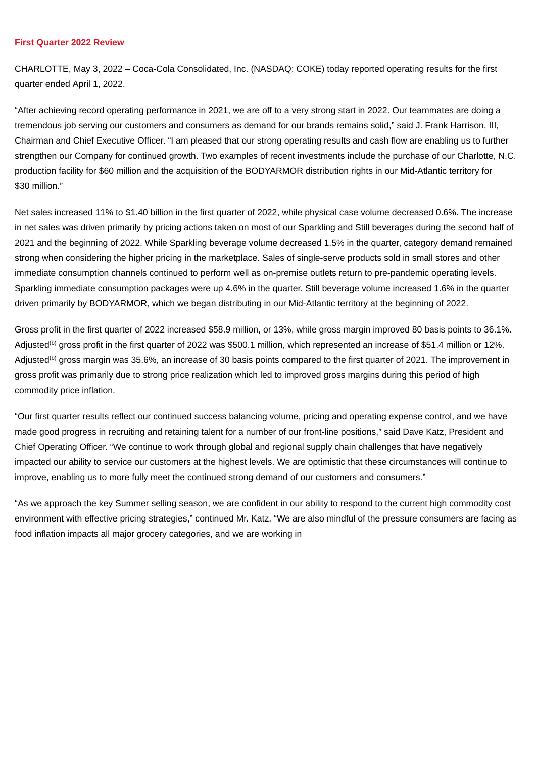## First Quarter 2022 Review

CHARLOTTE, May 3, 2022 – Coca-Cola Consolidated, Inc. (NASDAQ: COKE) today reported operating results for the first quarter ended April 1, 2022.

"After achieving record operating performance in 2021, we are off to a very strong start in 2022. Our teammates are doing a tremendous job serving our customers and consumers as demand for our brands remains solid," said J. Frank Harrison, III, Chairman and Chief Executive Officer. "I am pleased that our strong operating results and cash flow are enabling us to further strengthen our Company for continued growth. Two examples of recent investments include the purchase of our Charlotte, N.C. production facility for $60 million and the acquisition of the BODYARMOR distribution rights in our Mid-Atlantic territory for $30 million."

Net sales increased 11% to $1.40 billion in the first quarter of 2022, while physical case volume decreased 0.6%. The increase in net sales was driven primarily by pricing actions taken on most of our Sparkling and Still beverages during the second half of 2021 and the beginning of 2022. While Sparkling beverage volume decreased 1.5% in the quarter, category demand remained strong when considering the higher pricing in the marketplace. Sales of single-serve products sold in small stores and other immediate consumption channels continued to perform well as on-premise outlets return to pre-pandemic operating levels. Sparkling immediate consumption packages were up 4.6% in the quarter. Still beverage volume increased 1.6% in the quarter driven primarily by BODYARMOR, which we began distributing in our Mid-Atlantic territory at the beginning of 2022.

Gross profit in the first quarter of 2022 increased $58.9 million, or 13%, while gross margin improved 80 basis points to 36.1%. Adjusted[(b)] gross profit in the first quarter of 2022 was $500.1 million, which represented an increase of $51.4 million or 12%. Adjusted[(b)] gross margin was 35.6%, an increase of 30 basis points compared to the first quarter of 2021. The improvement in gross profit was primarily due to strong price realization which led to improved gross margins during this period of high commodity price inflation.

"Our first quarter results reflect our continued success balancing volume, pricing and operating expense control, and we have made good progress in recruiting and retaining talent for a number of our front-line positions," said Dave Katz, President and Chief Operating Officer. "We continue to work through global and regional supply chain challenges that have negatively impacted our ability to service our customers at the highest levels. We are optimistic that these circumstances will continue to improve, enabling us to more fully meet the continued strong demand of our customers and consumers."

"As we approach the key Summer selling season, we are confident in our ability to respond to the current high commodity cost environment with effective pricing strategies," continued Mr. Katz. "We are also mindful of the pressure consumers are facing as food inflation impacts all major grocery categories, and we are working in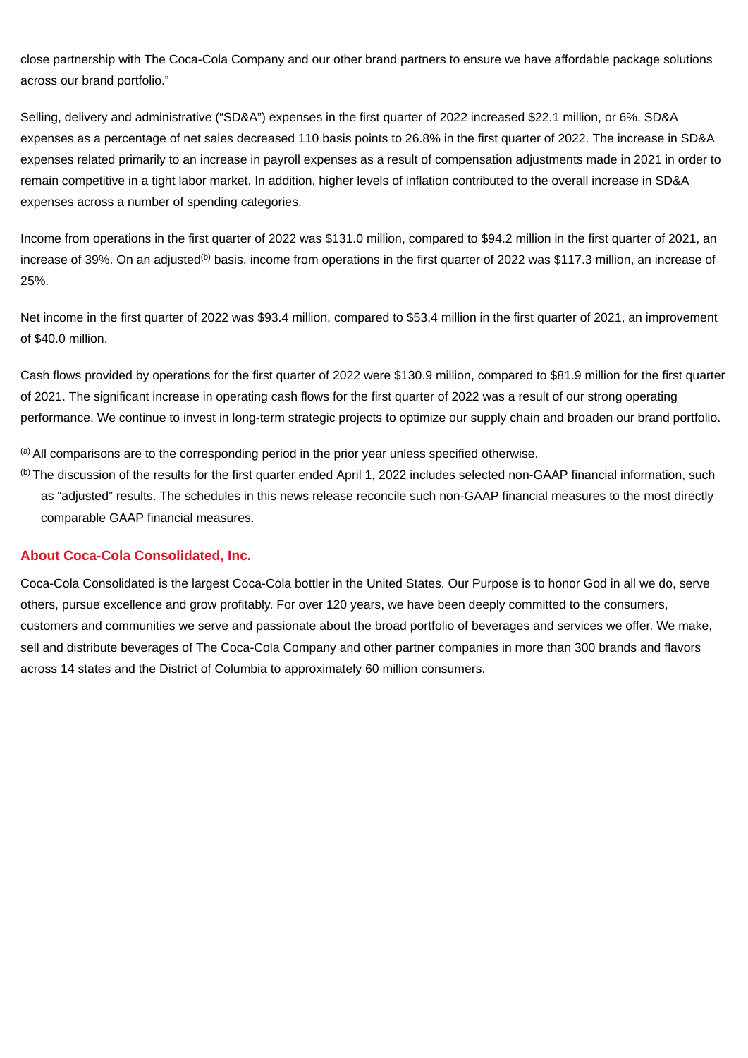close partnership with The Coca-Cola Company and our other brand partners to ensure we have affordable package solutions across our brand portfolio."

Selling, delivery and administrative ("SD&A") expenses in the first quarter of 2022 increased $22.1 million, or 6%. SD&A expenses as a percentage of net sales decreased 110 basis points to 26.8% in the first quarter of 2022. The increase in SD&A expenses related primarily to an increase in payroll expenses as a result of compensation adjustments made in 2021 in order to remain competitive in a tight labor market. In addition, higher levels of inflation contributed to the overall increase in SD&A expenses across a number of spending categories.

Income from operations in the first quarter of 2022 was $131.0 million, compared to $94.2 million in the first quarter of 2021, an increase of 39%. On an adjusted[(b)] basis, income from operations in the first quarter of 2022 was $117.3 million, an increase of 25%.

Net income in the first quarter of 2022 was $93.4 million, compared to $53.4 million in the first quarter of 2021, an improvement of $40.0 million.

Cash flows provided by operations for the first quarter of 2022 were $130.9 million, compared to $81.9 million for the first quarter of 2021. The significant increase in operating cash flows for the first quarter of 2022 was a result of our strong operating performance. We continue to invest in long-term strategic projects to optimize our supply chain and broaden our brand portfolio.

[(a)] All comparisons are to the corresponding period in the prior year unless specified otherwise.

[(b)] The discussion of the results for the first quarter ended April 1, 2022 includes selected non-GAAP financial information, such as "adjusted" results. The schedules in this news release reconcile such non-GAAP financial measures to the most directly comparable GAAP financial measures.

## About Coca-Cola Consolidated, Inc.

Coca-Cola Consolidated is the largest Coca-Cola bottler in the United States. Our Purpose is to honor God in all we do, serve others, pursue excellence and grow profitably. For over 120 years, we have been deeply committed to the consumers, customers and communities we serve and passionate about the broad portfolio of beverages and services we offer. We make, sell and distribute beverages of The Coca-Cola Company and other partner companies in more than 300 brands and flavors across 14 states and the District of Columbia to approximately 60 million consumers.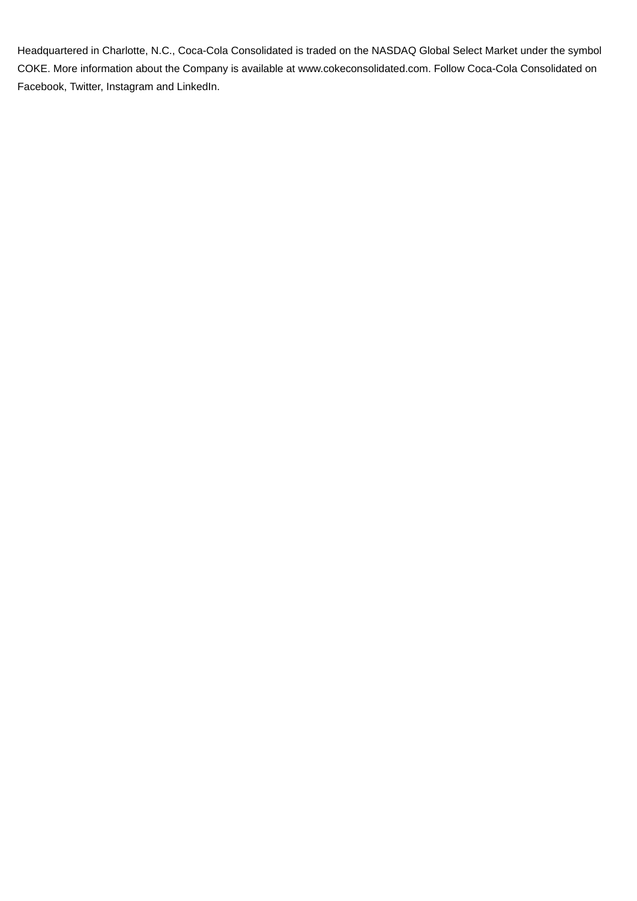Headquartered in Charlotte, N.C., Coca-Cola Consolidated is traded on the NASDAQ Global Select Market under the symbol COKE. More information about the Company is available at www.cokeconsolidated.com. Follow Coca-Cola Consolidated on Facebook, Twitter, Instagram and LinkedIn.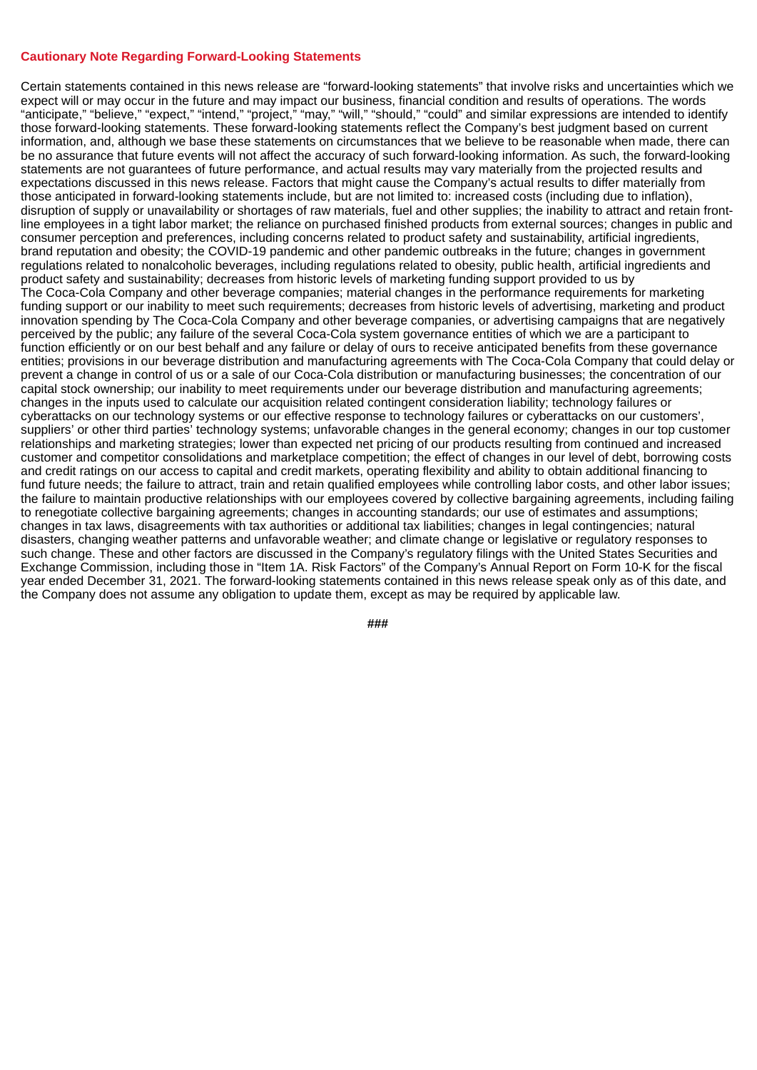**Cautionary Note Regarding Forward-Looking Statements**

Certain statements contained in this news release are "forward-looking statements" that involve risks and uncertainties which we expect will or may occur in the future and may impact our business, financial condition and results of operations. The words "anticipate," "believe," "expect," "intend," "project," "may," "will," "should," "could" and similar expressions are intended to identify those forward-looking statements. These forward-looking statements reflect the Company's best judgment based on current information, and, although we base these statements on circumstances that we believe to be reasonable when made, there can be no assurance that future events will not affect the accuracy of such forward-looking information. As such, the forward-looking statements are not guarantees of future performance, and actual results may vary materially from the projected results and expectations discussed in this news release. Factors that might cause the Company's actual results to differ materially from those anticipated in forward-looking statements include, but are not limited to: increased costs (including due to inflation), disruption of supply or unavailability or shortages of raw materials, fuel and other supplies; the inability to attract and retain front-line employees in a tight labor market; the reliance on purchased finished products from external sources; changes in public and consumer perception and preferences, including concerns related to product safety and sustainability, artificial ingredients, brand reputation and obesity; the COVID-19 pandemic and other pandemic outbreaks in the future; changes in government regulations related to nonalcoholic beverages, including regulations related to obesity, public health, artificial ingredients and product safety and sustainability; decreases from historic levels of marketing funding support provided to us by The Coca-Cola Company and other beverage companies; material changes in the performance requirements for marketing funding support or our inability to meet such requirements; decreases from historic levels of advertising, marketing and product innovation spending by The Coca-Cola Company and other beverage companies, or advertising campaigns that are negatively perceived by the public; any failure of the several Coca-Cola system governance entities of which we are a participant to function efficiently or on our best behalf and any failure or delay of ours to receive anticipated benefits from these governance entities; provisions in our beverage distribution and manufacturing agreements with The Coca-Cola Company that could delay or prevent a change in control of us or a sale of our Coca-Cola distribution or manufacturing businesses; the concentration of our capital stock ownership; our inability to meet requirements under our beverage distribution and manufacturing agreements; changes in the inputs used to calculate our acquisition related contingent consideration liability; technology failures or cyberattacks on our technology systems or our effective response to technology failures or cyberattacks on our customers', suppliers' or other third parties' technology systems; unfavorable changes in the general economy; changes in our top customer relationships and marketing strategies; lower than expected net pricing of our products resulting from continued and increased customer and competitor consolidations and marketplace competition; the effect of changes in our level of debt, borrowing costs and credit ratings on our access to capital and credit markets, operating flexibility and ability to obtain additional financing to fund future needs; the failure to attract, train and retain qualified employees while controlling labor costs, and other labor issues; the failure to maintain productive relationships with our employees covered by collective bargaining agreements, including failing to renegotiate collective bargaining agreements; changes in accounting standards; our use of estimates and assumptions; changes in tax laws, disagreements with tax authorities or additional tax liabilities; changes in legal contingencies; natural disasters, changing weather patterns and unfavorable weather; and climate change or legislative or regulatory responses to such change. These and other factors are discussed in the Company's regulatory filings with the United States Securities and Exchange Commission, including those in "Item 1A. Risk Factors" of the Company's Annual Report on Form 10-K for the fiscal year ended December 31, 2021. The forward-looking statements contained in this news release speak only as of this date, and the Company does not assume any obligation to update them, except as may be required by applicable law.

###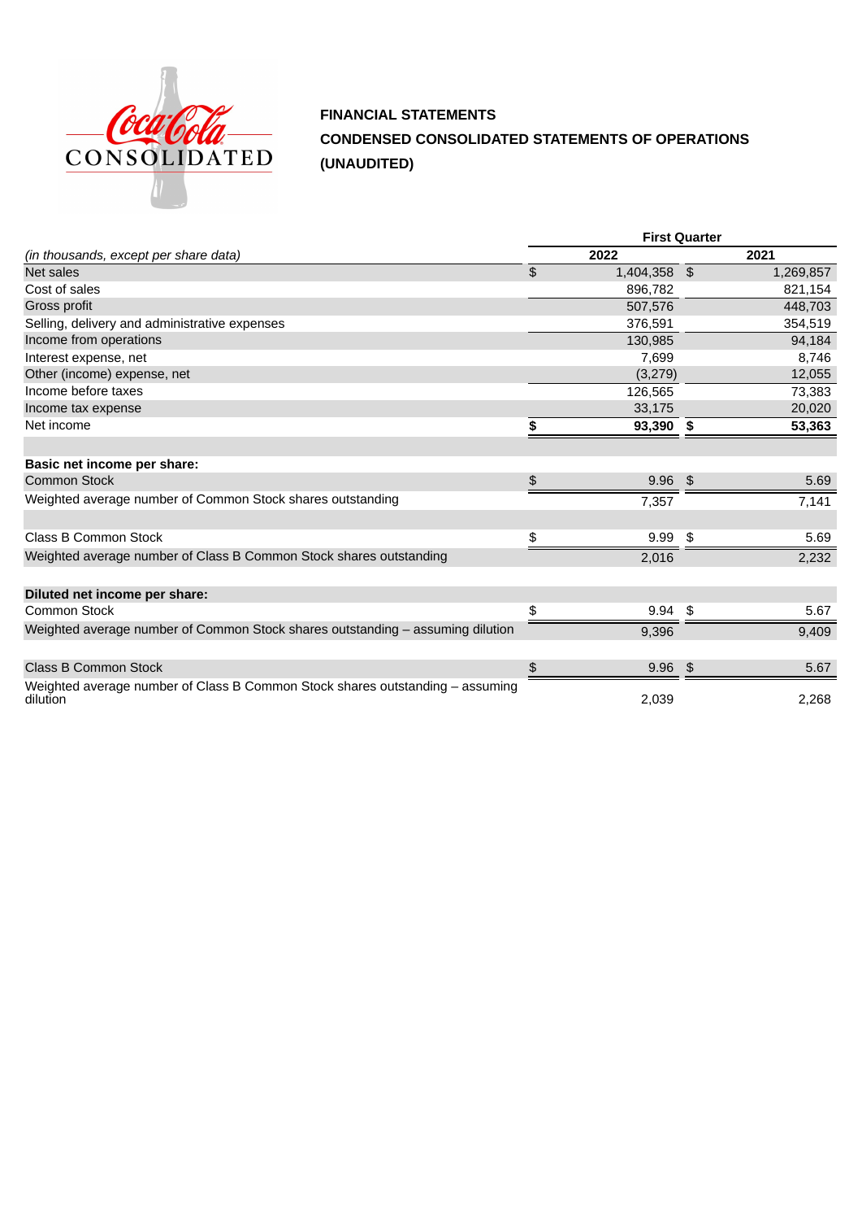**FINANCIAL STATEMENTS**

**CONDENSED CONSOLIDATED STATEMENTS OF OPERATIONS**

**(UNAUDITED)**

| *(in thousands, except per share data)* | First Quarter 2022 | First Quarter 2021 |
|---|---|---|
| Net sales | $ 1,404,358 | $ 1,269,857 |
| Cost of sales | 896,782 | 821,154 |
| Gross profit | 507,576 | 448,703 |
| Selling, delivery and administrative expenses | 376,591 | 354,519 |
| Income from operations | 130,985 | 94,184 |
| Interest expense, net | 7,699 | 8,746 |
| Other (income) expense, net | (3,279) | 12,055 |
| Income before taxes | 126,565 | 73,383 |
| Income tax expense | 33,175 | 20,020 |
| Net income | **$ 93,390** | **$ 53,363** |
| | | |
| **Basic net income per share:** | | |
| Common Stock | $ 9.96 | $ 5.69 |
| Weighted average number of Common Stock shares outstanding | 7,357 | 7,141 |
| | | |
| Class B Common Stock | $ 9.99 | $ 5.69 |
| Weighted average number of Class B Common Stock shares outstanding | 2,016 | 2,232 |
| | | |
| **Diluted net income per share:** | | |
| Common Stock | $ 9.94 | $ 5.67 |
| Weighted average number of Common Stock shares outstanding – assuming dilution | 9,396 | 9,409 |
| | | |
| Class B Common Stock | $ 9.96 | $ 5.67 |
| Weighted average number of Class B Common Stock shares outstanding – assuming dilution | 2,039 | 2,268 |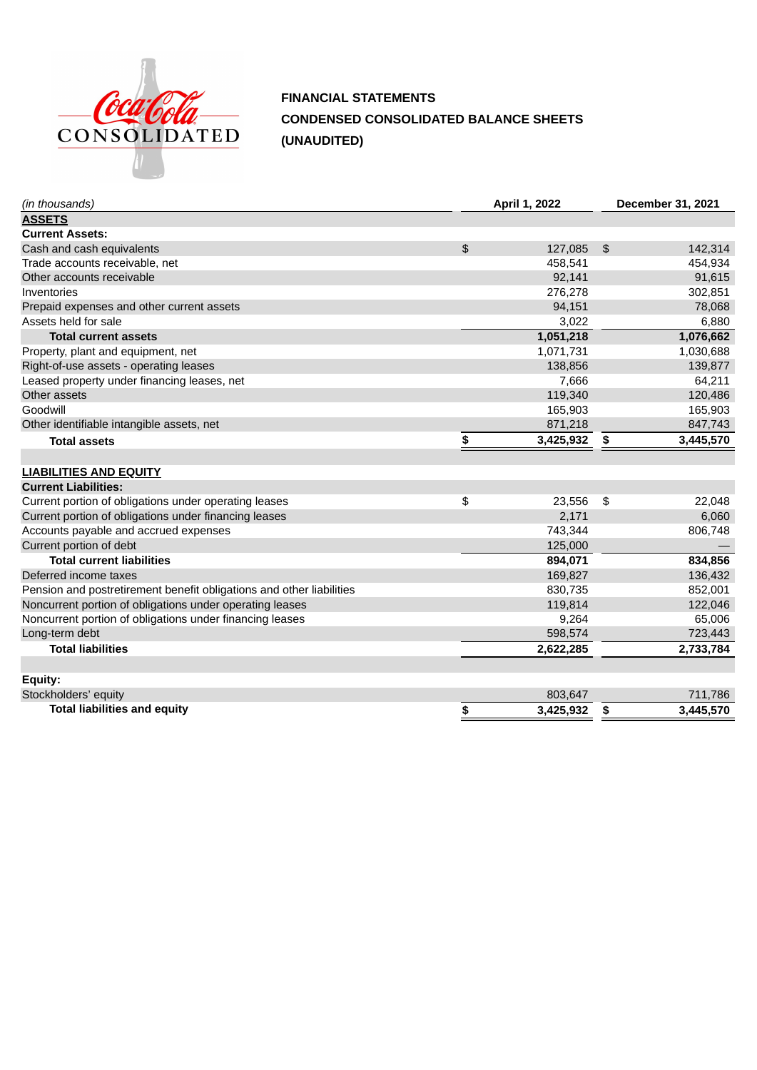**FINANCIAL STATEMENTS**

**CONDENSED CONSOLIDATED BALANCE SHEETS**

**(UNAUDITED)**

| *(in thousands)* | April 1, 2022 | December 31, 2021 |
|---|---|---|
| **ASSETS** | | |
| **Current Assets:** | | |
| Cash and cash equivalents | $ 127,085 | $ 142,314 |
| Trade accounts receivable, net | 458,541 | 454,934 |
| Other accounts receivable | 92,141 | 91,615 |
| Inventories | 276,278 | 302,851 |
| Prepaid expenses and other current assets | 94,151 | 78,068 |
| Assets held for sale | 3,022 | 6,880 |
| **Total current assets** | **1,051,218** | **1,076,662** |
| Property, plant and equipment, net | 1,071,731 | 1,030,688 |
| Right-of-use assets - operating leases | 138,856 | 139,877 |
| Leased property under financing leases, net | 7,666 | 64,211 |
| Other assets | 119,340 | 120,486 |
| Goodwill | 165,903 | 165,903 |
| Other identifiable intangible assets, net | 871,218 | 847,743 |
| **Total assets** | **$ 3,425,932** | **$ 3,445,570** |
| | | |
| **LIABILITIES AND EQUITY** | | |
| **Current Liabilities:** | | |
| Current portion of obligations under operating leases | $ 23,556 | $ 22,048 |
| Current portion of obligations under financing leases | 2,171 | 6,060 |
| Accounts payable and accrued expenses | 743,344 | 806,748 |
| Current portion of debt | 125,000 | — |
| **Total current liabilities** | **894,071** | **834,856** |
| Deferred income taxes | 169,827 | 136,432 |
| Pension and postretirement benefit obligations and other liabilities | 830,735 | 852,001 |
| Noncurrent portion of obligations under operating leases | 119,814 | 122,046 |
| Noncurrent portion of obligations under financing leases | 9,264 | 65,006 |
| Long-term debt | 598,574 | 723,443 |
| **Total liabilities** | **2,622,285** | **2,733,784** |
| | | |
| **Equity:** | | |
| Stockholders' equity | 803,647 | 711,786 |
| **Total liabilities and equity** | **$ 3,425,932** | **$ 3,445,570** |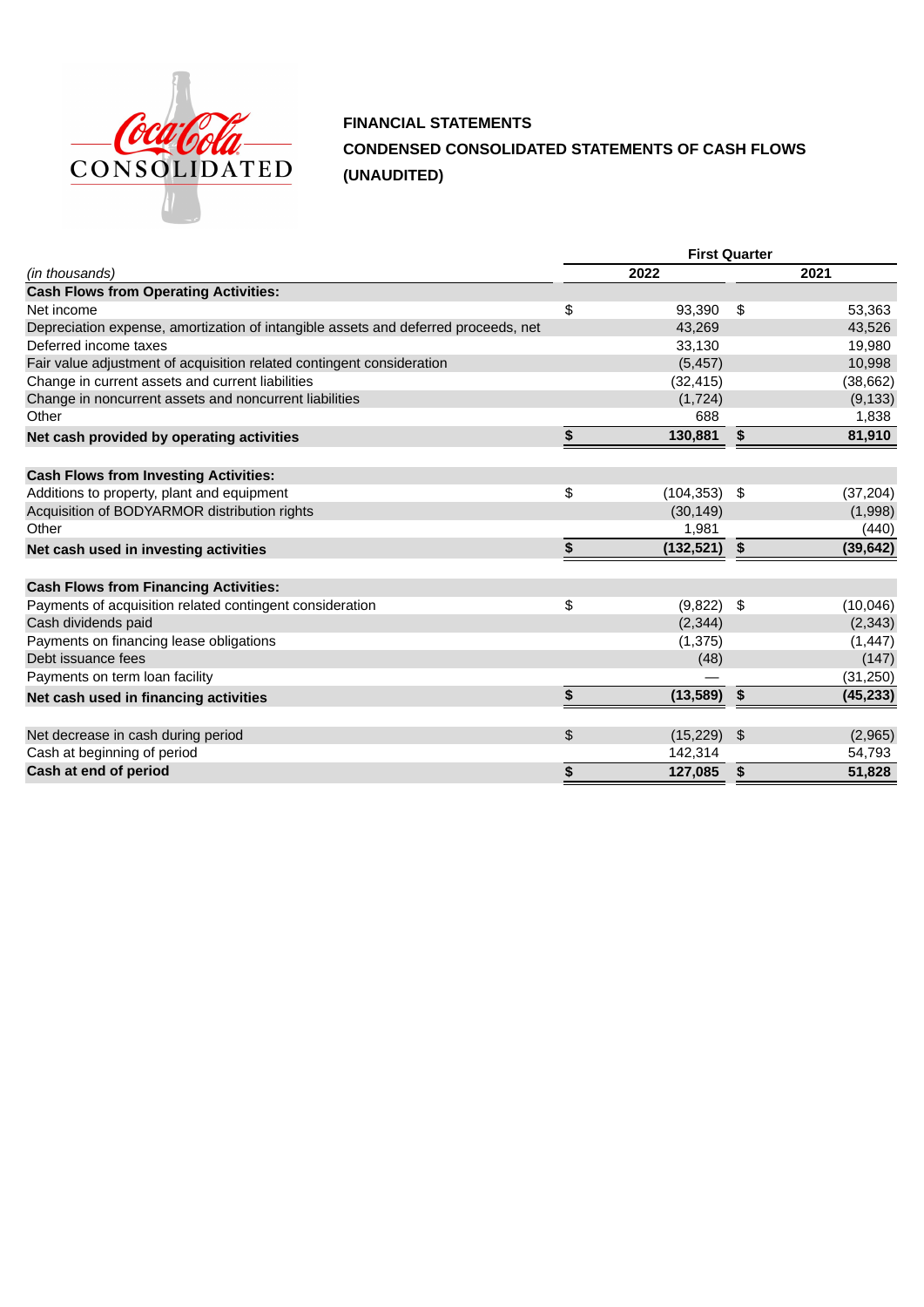**FINANCIAL STATEMENTS**

**CONDENSED CONSOLIDATED STATEMENTS OF CASH FLOWS**

**(UNAUDITED)**

| | First Quarter | |
|---|---|---|
| *(in thousands)* | 2022 | 2021 |
| **Cash Flows from Operating Activities:** | | |
| Net income | $ 93,390 | $ 53,363 |
| Depreciation expense, amortization of intangible assets and deferred proceeds, net | 43,269 | 43,526 |
| Deferred income taxes | 33,130 | 19,980 |
| Fair value adjustment of acquisition related contingent consideration | (5,457) | 10,998 |
| Change in current assets and current liabilities | (32,415) | (38,662) |
| Change in noncurrent assets and noncurrent liabilities | (1,724) | (9,133) |
| Other | 688 | 1,838 |
| **Net cash provided by operating activities** | **$ 130,881** | **$ 81,910** |
| | | |
| **Cash Flows from Investing Activities:** | | |
| Additions to property, plant and equipment | $ (104,353) | $ (37,204) |
| Acquisition of BODYARMOR distribution rights | (30,149) | (1,998) |
| Other | 1,981 | (440) |
| **Net cash used in investing activities** | **$ (132,521)** | **$ (39,642)** |
| | | |
| **Cash Flows from Financing Activities:** | | |
| Payments of acquisition related contingent consideration | $ (9,822) | $ (10,046) |
| Cash dividends paid | (2,344) | (2,343) |
| Payments on financing lease obligations | (1,375) | (1,447) |
| Debt issuance fees | (48) | (147) |
| Payments on term loan facility | — | (31,250) |
| **Net cash used in financing activities** | **$ (13,589)** | **$ (45,233)** |
| | | |
| Net decrease in cash during period | $ (15,229) | $ (2,965) |
| Cash at beginning of period | 142,314 | 54,793 |
| **Cash at end of period** | **$ 127,085** | **$ 51,828** |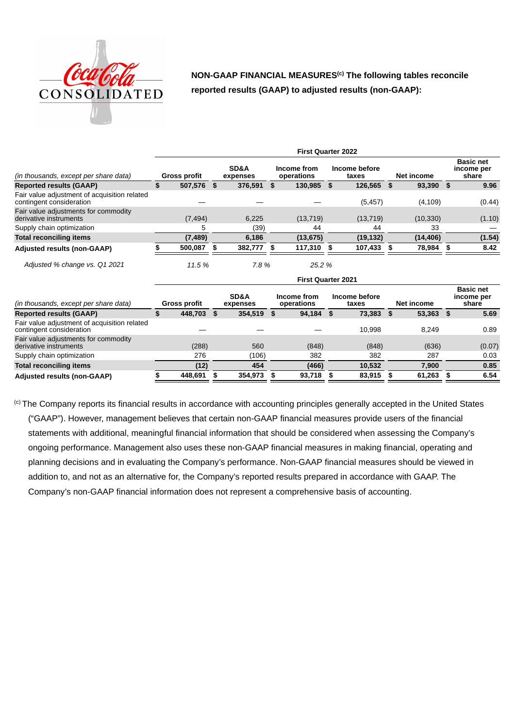**NON-GAAP FINANCIAL MEASURES[c] The following tables reconcile reported results (GAAP) to adjusted results (non-GAAP):**

| | First Quarter 2022 | | | | | |
|---|---|---|---|---|---|---|
| *(in thousands, except per share data)* | Gross profit | SD&A expenses | Income from operations | Income before taxes | Net income | Basic net income per share |
| **Reported results (GAAP)** | **$ 507,576** | **$ 376,591** | **$ 130,985** | **$ 126,565** | **$ 93,390** | **$ 9.96** |
| Fair value adjustment of acquisition related contingent consideration | — | — | — | (5,457) | (4,109) | (0.44) |
| Fair value adjustments for commodity derivative instruments | (7,494) | 6,225 | (13,719) | (13,719) | (10,330) | (1.10) |
| Supply chain optimization | 5 | (39) | 44 | 44 | 33 | — |
| **Total reconciling items** | **(7,489)** | **6,186** | **(13,675)** | **(19,132)** | **(14,406)** | **(1.54)** |
| **Adjusted results (non-GAAP)** | **$ 500,087** | **$ 382,777** | **$ 117,310** | **$ 107,433** | **$ 78,984** | **$ 8.42** |
| *Adjusted % change vs. Q1 2021* | *11.5 %* | *7.8 %* | *25.2 %* | | | |

| | First Quarter 2021 | | | | | |
|---|---|---|---|---|---|---|
| *(in thousands, except per share data)* | Gross profit | SD&A expenses | Income from operations | Income before taxes | Net income | Basic net income per share |
| **Reported results (GAAP)** | **$ 448,703** | **$ 354,519** | **$ 94,184** | **$ 73,383** | **$ 53,363** | **$ 5.69** |
| Fair value adjustment of acquisition related contingent consideration | — | — | — | 10,998 | 8,249 | 0.89 |
| Fair value adjustments for commodity derivative instruments | (288) | 560 | (848) | (848) | (636) | (0.07) |
| Supply chain optimization | 276 | (106) | 382 | 382 | 287 | 0.03 |
| **Total reconciling items** | **(12)** | **454** | **(466)** | **10,532** | **7,900** | **0.85** |
| **Adjusted results (non-GAAP)** | **$ 448,691** | **$ 354,973** | **$ 93,718** | **$ 83,915** | **$ 61,263** | **$ 6.54** |

[c] The Company reports its financial results in accordance with accounting principles generally accepted in the United States ("GAAP"). However, management believes that certain non-GAAP financial measures provide users of the financial statements with additional, meaningful financial information that should be considered when assessing the Company's ongoing performance. Management also uses these non-GAAP financial measures in making financial, operating and planning decisions and in evaluating the Company's performance. Non-GAAP financial measures should be viewed in addition to, and not as an alternative for, the Company's reported results prepared in accordance with GAAP. The Company's non-GAAP financial information does not represent a comprehensive basis of accounting.